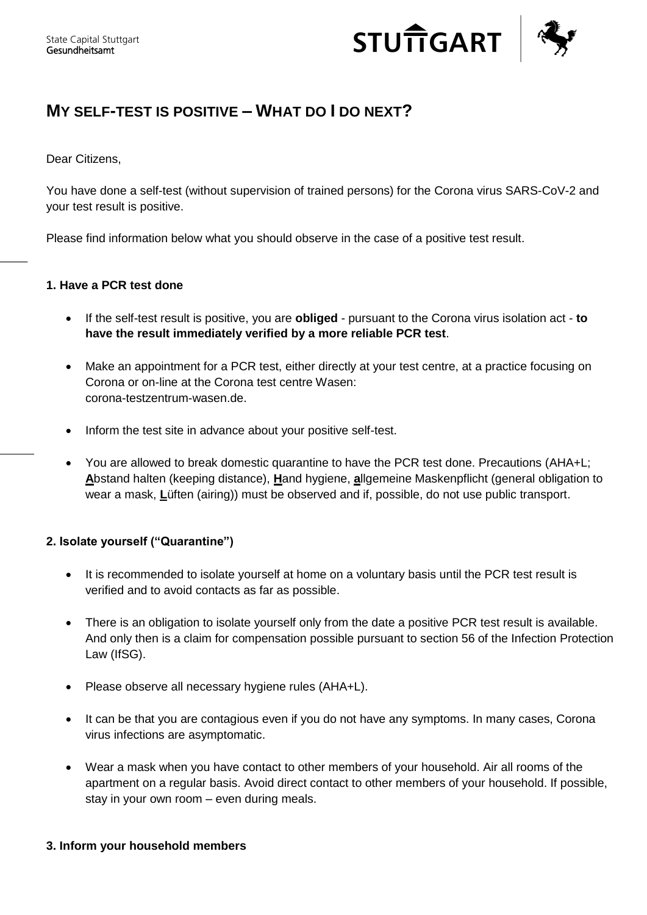State Capital Stuttgart
Gesundheitsamt

# MY SELF-TEST IS POSITIVE – WHAT DO I DO NEXT?

Dear Citizens,

You have done a self-test (without supervision of trained persons) for the Corona virus SARS-CoV-2 and your test result is positive.

Please find information below what you should observe in the case of a positive test result.

### 1. Have a PCR test done

- If the self-test result is positive, you are **obliged** - pursuant to the Corona virus isolation act - **to have the result immediately verified by a more reliable PCR test**.
- Make an appointment for a PCR test, either directly at your test centre, at a practice focusing on Corona or on-line at the Corona test centre Wasen: corona-testzentrum-wasen.de.
- Inform the test site in advance about your positive self-test.
- You are allowed to break domestic quarantine to have the PCR test done. Precautions (AHA+L; **A**bstand halten (keeping distance), **H**and hygiene, **a**llgemeine Maskenpflicht (general obligation to wear a mask, **L**üften (airing)) must be observed and if, possible, do not use public transport.

### 2. Isolate yourself ("Quarantine")

- It is recommended to isolate yourself at home on a voluntary basis until the PCR test result is verified and to avoid contacts as far as possible.
- There is an obligation to isolate yourself only from the date a positive PCR test result is available. And only then is a claim for compensation possible pursuant to section 56 of the Infection Protection Law (IfSG).
- Please observe all necessary hygiene rules (AHA+L).
- It can be that you are contagious even if you do not have any symptoms. In many cases, Corona virus infections are asymptomatic.
- Wear a mask when you have contact to other members of your household. Air all rooms of the apartment on a regular basis. Avoid direct contact to other members of your household. If possible, stay in your own room – even during meals.

### 3. Inform your household members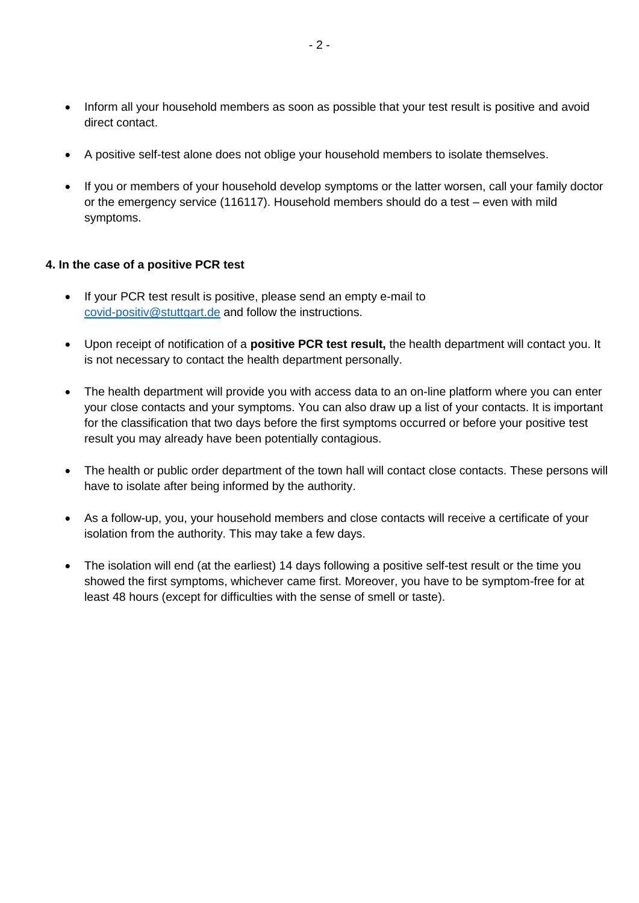- Inform all your household members as soon as possible that your test result is positive and avoid direct contact.
- A positive self-test alone does not oblige your household members to isolate themselves.
- If you or members of your household develop symptoms or the latter worsen, call your family doctor or the emergency service (116117). Household members should do a test – even with mild symptoms.

**4. In the case of a positive PCR test**

- If your PCR test result is positive, please send an empty e-mail to [covid-positiv@stuttgart.de](mailto:covid-positiv@stuttgart.de) and follow the instructions.
- Upon receipt of notification of a **positive PCR test result,** the health department will contact you. It is not necessary to contact the health department personally.
- The health department will provide you with access data to an on-line platform where you can enter your close contacts and your symptoms. You can also draw up a list of your contacts. It is important for the classification that two days before the first symptoms occurred or before your positive test result you may already have been potentially contagious.
- The health or public order department of the town hall will contact close contacts. These persons will have to isolate after being informed by the authority.
- As a follow-up, you, your household members and close contacts will receive a certificate of your isolation from the authority. This may take a few days.
- The isolation will end (at the earliest) 14 days following a positive self-test result or the time you showed the first symptoms, whichever came first. Moreover, you have to be symptom-free for at least 48 hours (except for difficulties with the sense of smell or taste).